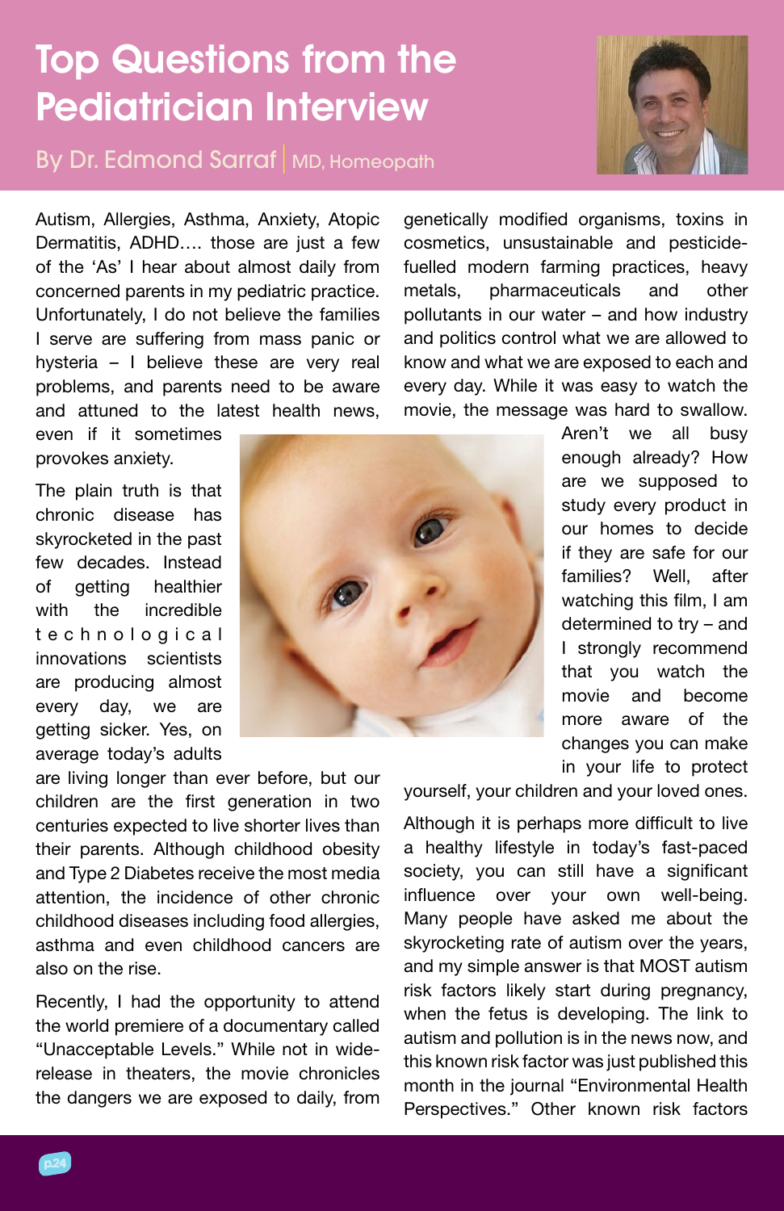# Top Questions from the Pediatrician Interview

By Dr. Edmond Sarraf | MD, Homeopath

Autism, Allergies, Asthma, Anxiety, Atopic Dermatitis, ADHD…. those are just a few of the 'As' I hear about almost daily from concerned parents in my pediatric practice. Unfortunately, I do not believe the families I serve are suffering from mass panic or hysteria – I believe these are very real problems, and parents need to be aware and attuned to the latest health news, even if it sometimes provokes anxiety.

The plain truth is that chronic disease has skyrocketed in the past few decades. Instead of getting healthier with the incredible technological innovations scientists are producing almost every day, we are getting sicker. Yes, on average today's adults are living longer than ever before, but our children are the first generation in two centuries expected to live shorter lives than their parents. Although childhood obesity and Type 2 Diabetes receive the most media attention, the incidence of other chronic childhood diseases including food allergies, asthma and even childhood cancers are also on the rise.

Recently, I had the opportunity to attend the world premiere of a documentary called "Unacceptable Levels." While not in wide-release in theaters, the movie chronicles the dangers we are exposed to daily, from genetically modified organisms, toxins in cosmetics, unsustainable and pesticide-fuelled modern farming practices, heavy metals, pharmaceuticals and other pollutants in our water – and how industry and politics control what we are allowed to know and what we are exposed to each and every day. While it was easy to watch the movie, the message was hard to swallow. Aren't we all busy enough already? How are we supposed to study every product in our homes to decide if they are safe for our families? Well, after watching this film, I am determined to try – and I strongly recommend that you watch the movie and become more aware of the changes you can make in your life to protect yourself, your children and your loved ones.

Although it is perhaps more difficult to live a healthy lifestyle in today's fast-paced society, you can still have a significant influence over your own well-being. Many people have asked me about the skyrocketing rate of autism over the years, and my simple answer is that MOST autism risk factors likely start during pregnancy, when the fetus is developing. The link to autism and pollution is in the news now, and this known risk factor was just published this month in the journal "Environmental Health Perspectives." Other known risk factors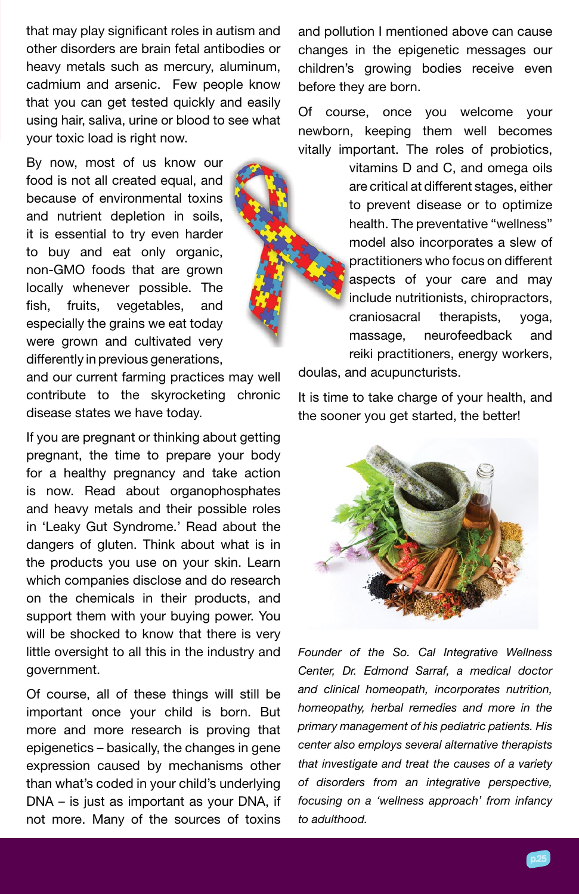that may play significant roles in autism and other disorders are brain fetal antibodies or heavy metals such as mercury, aluminum, cadmium and arsenic. Few people know that you can get tested quickly and easily using hair, saliva, urine or blood to see what your toxic load is right now.

By now, most of us know our food is not all created equal, and because of environmental toxins and nutrient depletion in soils, it is essential to try even harder to buy and eat only organic, non-GMO foods that are grown locally whenever possible. The fish, fruits, vegetables, and especially the grains we eat today were grown and cultivated very differently in previous generations, and our current farming practices may well contribute to the skyrocketing chronic disease states we have today.

If you are pregnant or thinking about getting pregnant, the time to prepare your body for a healthy pregnancy and take action is now. Read about organophosphates and heavy metals and their possible roles in 'Leaky Gut Syndrome.' Read about the dangers of gluten. Think about what is in the products you use on your skin. Learn which companies disclose and do research on the chemicals in their products, and support them with your buying power. You will be shocked to know that there is very little oversight to all this in the industry and government.

Of course, all of these things will still be important once your child is born. But more and more research is proving that epigenetics – basically, the changes in gene expression caused by mechanisms other than what's coded in your child's underlying DNA – is just as important as your DNA, if not more. Many of the sources of toxins and pollution I mentioned above can cause changes in the epigenetic messages our children's growing bodies receive even before they are born.

Of course, once you welcome your newborn, keeping them well becomes vitally important. The roles of probiotics, vitamins D and C, and omega oils are critical at different stages, either to prevent disease or to optimize health. The preventative "wellness" model also incorporates a slew of practitioners who focus on different aspects of your care and may include nutritionists, chiropractors, craniosacral therapists, yoga, massage, neurofeedback and reiki practitioners, energy workers, doulas, and acupuncturists.

It is time to take charge of your health, and the sooner you get started, the better!

*Founder of the So. Cal Integrative Wellness Center, Dr. Edmond Sarraf, a medical doctor and clinical homeopath, incorporates nutrition, homeopathy, herbal remedies and more in the primary management of his pediatric patients. His center also employs several alternative therapists that investigate and treat the causes of a variety of disorders from an integrative perspective, focusing on a 'wellness approach' from infancy to adulthood.*